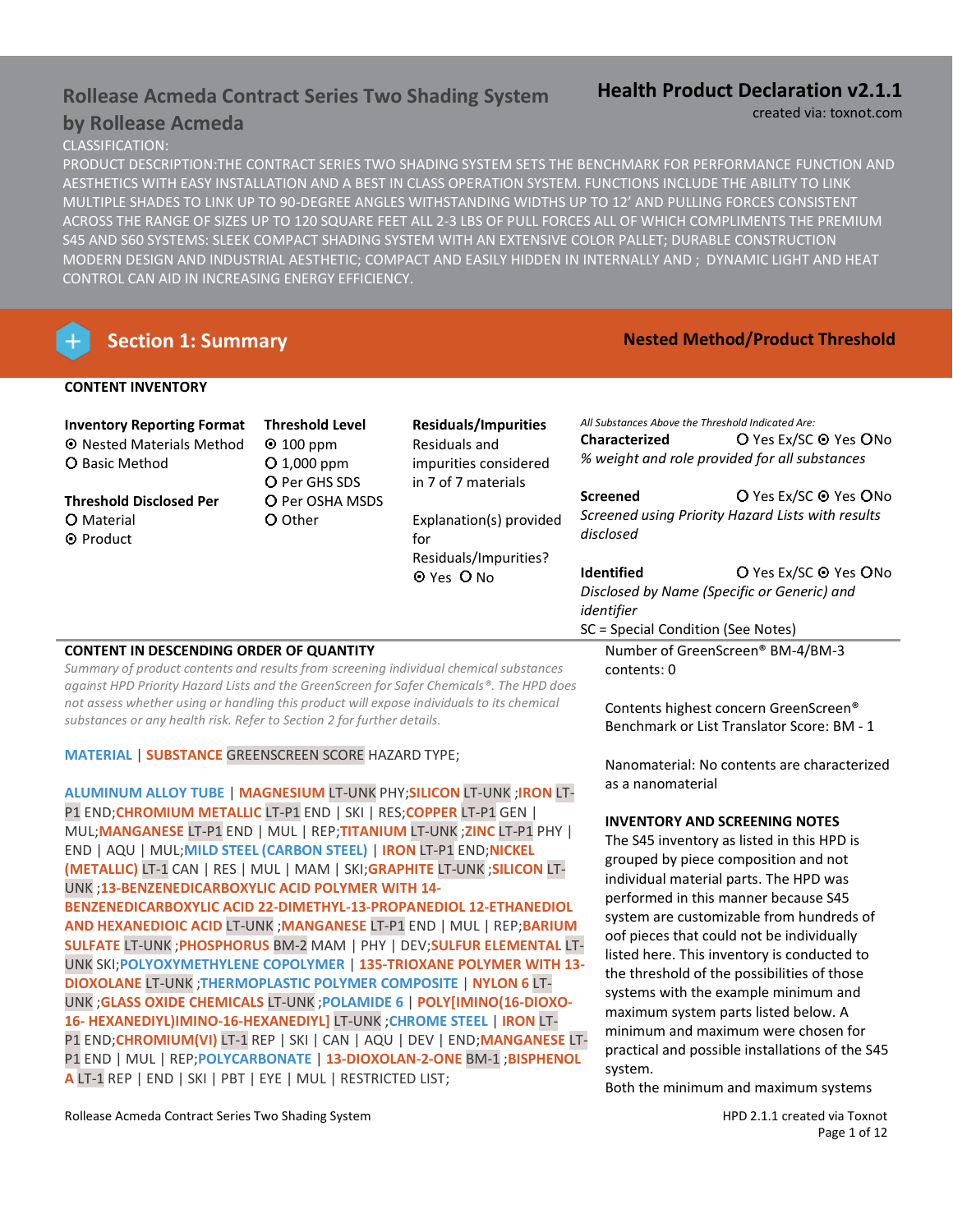# Rollease Acmeda Contract Series Two Shading System

**by Rollease Acmeda**

# Health Product Declaration v2.1.1

created via: toxnot.com

CLASSIFICATION:

PRODUCT DESCRIPTION:THE CONTRACT SERIES TWO SHADING SYSTEM SETS THE BENCHMARK FOR PERFORMANCE FUNCTION AND AESTHETICS WITH EASY INSTALLATION AND A BEST IN CLASS OPERATION SYSTEM. FUNCTIONS INCLUDE THE ABILITY TO LINK MULTIPLE SHADES TO LINK UP TO 90-DEGREE ANGLES WITHSTANDING WIDTHS UP TO 12' AND PULLING FORCES CONSISTENT ACROSS THE RANGE OF SIZES UP TO 120 SQUARE FEET ALL 2-3 LBS OF PULL FORCES ALL OF WHICH COMPLIMENTS THE PREMIUM S45 AND S60 SYSTEMS: SLEEK COMPACT SHADING SYSTEM WITH AN EXTENSIVE COLOR PALLET; DURABLE CONSTRUCTION MODERN DESIGN AND INDUSTRIAL AESTHETIC; COMPACT AND EASILY HIDDEN IN INTERNALLY AND ; DYNAMIC LIGHT AND HEAT CONTROL CAN AID IN INCREASING ENERGY EFFICIENCY.

## Section 1: Summary

**Nested Method/Product Threshold**

### CONTENT INVENTORY

**Inventory Reporting Format**
- ⦿ Nested Materials Method
- O Basic Method

**Threshold Disclosed Per**
- O Material
- ⦿ Product

**Threshold Level**
- ⦿ 100 ppm
- O 1,000 ppm
- O Per GHS SDS
- O Per OSHA MSDS
- O Other

**Residuals/Impurities**

Residuals and impurities considered in 7 of 7 materials

Explanation(s) provided for Residuals/Impurities?
⦿ Yes O No

*All Substances Above the Threshold Indicated Are:*

**Characterized** O Yes Ex/SC ⦿ Yes O No
*% weight and role provided for all substances*

**Screened** O Yes Ex/SC ⦿ Yes O No
*Screened using Priority Hazard Lists with results disclosed*

**Identified** O Yes Ex/SC ⦿ Yes O No
*Disclosed by Name (Specific or Generic) and identifier*

SC = Special Condition (See Notes)

### CONTENT IN DESCENDING ORDER OF QUANTITY

*Summary of product contents and results from screening individual chemical substances against HPD Priority Hazard Lists and the GreenScreen for Safer Chemicals®. The HPD does not assess whether using or handling this product will expose individuals to its chemical substances or any health risk. Refer to Section 2 for further details.*

**MATERIAL** | **SUBSTANCE** GREENSCREEN SCORE HAZARD TYPE;

**ALUMINUM ALLOY TUBE** | **MAGNESIUM** LT-UNK PHY;**SILICON** LT-UNK ;**IRON** LT-P1 END;**CHROMIUM METALLIC** LT-P1 END | SKI | RES;**COPPER** LT-P1 END | MUL;**MANGANESE** LT-P1 END | MUL | REP;**TITANIUM** LT-UNK ;**ZINC** LT-P1 PHY | END | AQU | MUL;**MILD STEEL (CARBON STEEL)** | **IRON** LT-P1 END;**NICKEL (METALLIC)** LT-1 CAN | RES | MUL | MAM | SKI;**GRAPHITE** LT-UNK ;**SILICON** LT-UNK ;**13-BENZENEDICARBOXYLIC ACID POLYMER WITH 14-BENZENEDICARBOXYLIC ACID 22-DIMETHYL-13-PROPANEDIOL 12-ETHANEDIOL AND HEXANEDIOIC ACID** LT-UNK ;**MANGANESE** LT-P1 END | MUL | REP;**BARIUM SULFATE** LT-UNK ;**PHOSPHORUS** BM-2 MAM | PHY | DEV;**SULFUR ELEMENTAL** LT-UNK SKI;**POLYOXYMETHYLENE COPOLYMER** | **135-TRIOXANE POLYMER WITH 13-DIOXOLANE** LT-UNK ;**THERMOPLASTIC POLYMER COMPOSITE** | **NYLON 6** LT-UNK ;**GLASS OXIDE CHEMICALS** LT-UNK ;**POLAMIDE 6** | **POLY[IMINO(16-DIOXO-16- HEXANEDIYL)IMINO-16-HEXANEDIYL]** LT-UNK ;**CHROME STEEL** | **IRON** LT-P1 END;**CHROMIUM(VI)** LT-1 REP | SKI | CAN | AQU | DEV | END;**MANGANESE** LT-P1 END | MUL | REP;**POLYCARBONATE** | **13-DIOXOLAN-2-ONE** BM-1 ;**BISPHENOL A** LT-1 REP | END | SKI | PBT | EYE | MUL | RESTRICTED LIST;

Number of GreenScreen® BM-4/BM-3 contents: 0

Contents highest concern GreenScreen® Benchmark or List Translator Score: BM - 1

Nanomaterial: No contents are characterized as a nanomaterial

### INVENTORY AND SCREENING NOTES

The S45 inventory as listed in this HPD is grouped by piece composition and not individual material parts. The HPD was performed in this manner because S45 system are customizable from hundreds of oof pieces that could not be individually listed here. This inventory is conducted to the threshold of the possibilities of those systems with the example minimum and maximum system parts listed below. A minimum and maximum were chosen for practical and possible installations of the S45 system.
Both the minimum and maximum systems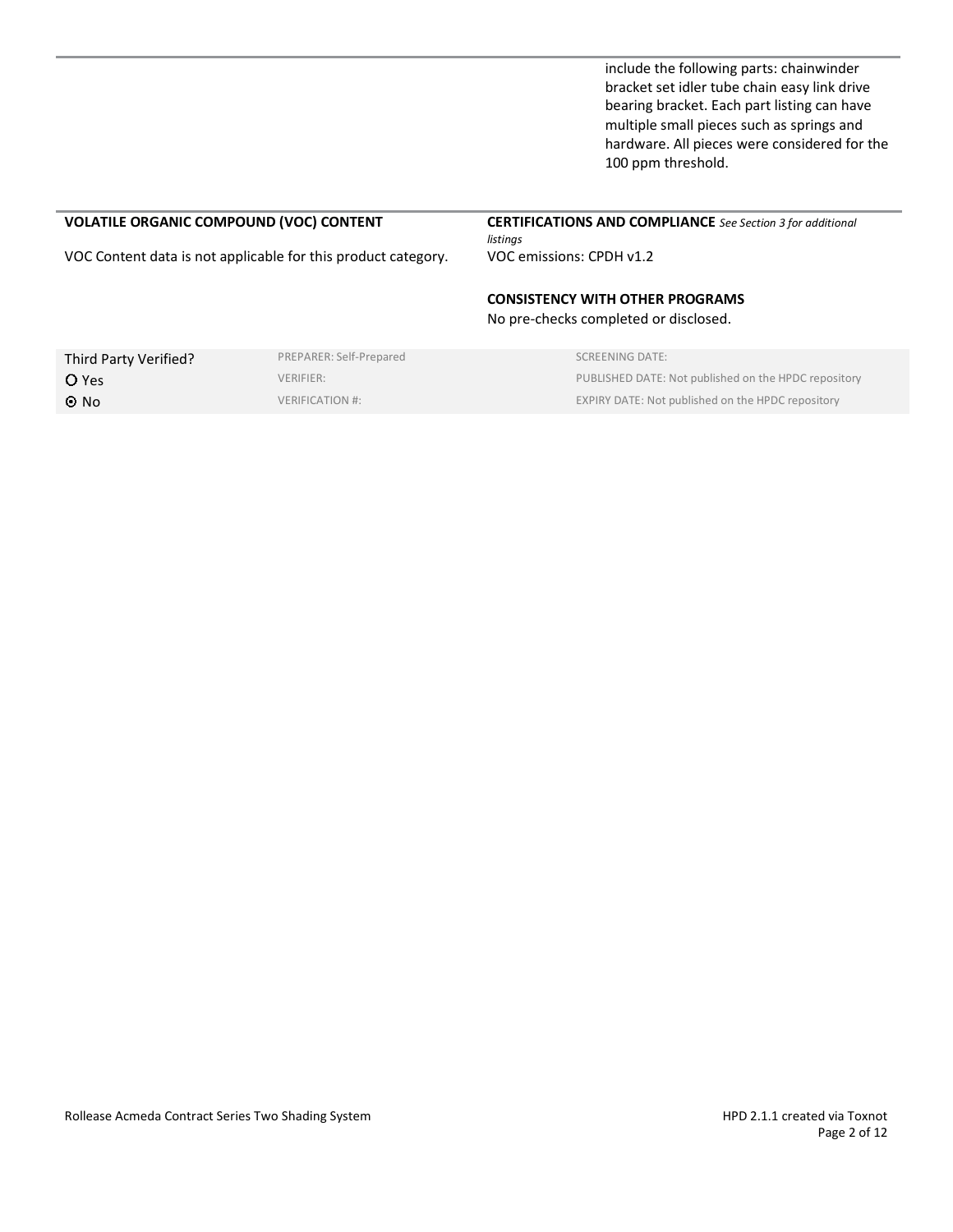include the following parts: chainwinder bracket set idler tube chain easy link drive bearing bracket. Each part listing can have multiple small pieces such as springs and hardware. All pieces were considered for the 100 ppm threshold.

**VOLATILE ORGANIC COMPOUND (VOC) CONTENT**

VOC Content data is not applicable for this product category.

**CERTIFICATIONS AND COMPLIANCE** *See Section 3 for additional listings*

VOC emissions: CPDH v1.2

**CONSISTENCY WITH OTHER PROGRAMS**

No pre-checks completed or disclosed.

| Third Party Verified? | PREPARER: Self-Prepared | SCREENING DATE: |
|---|---|---|
| ○ Yes | VERIFIER: | PUBLISHED DATE: Not published on the HPDC repository |
| ⊙ No | VERIFICATION #: | EXPIRY DATE: Not published on the HPDC repository |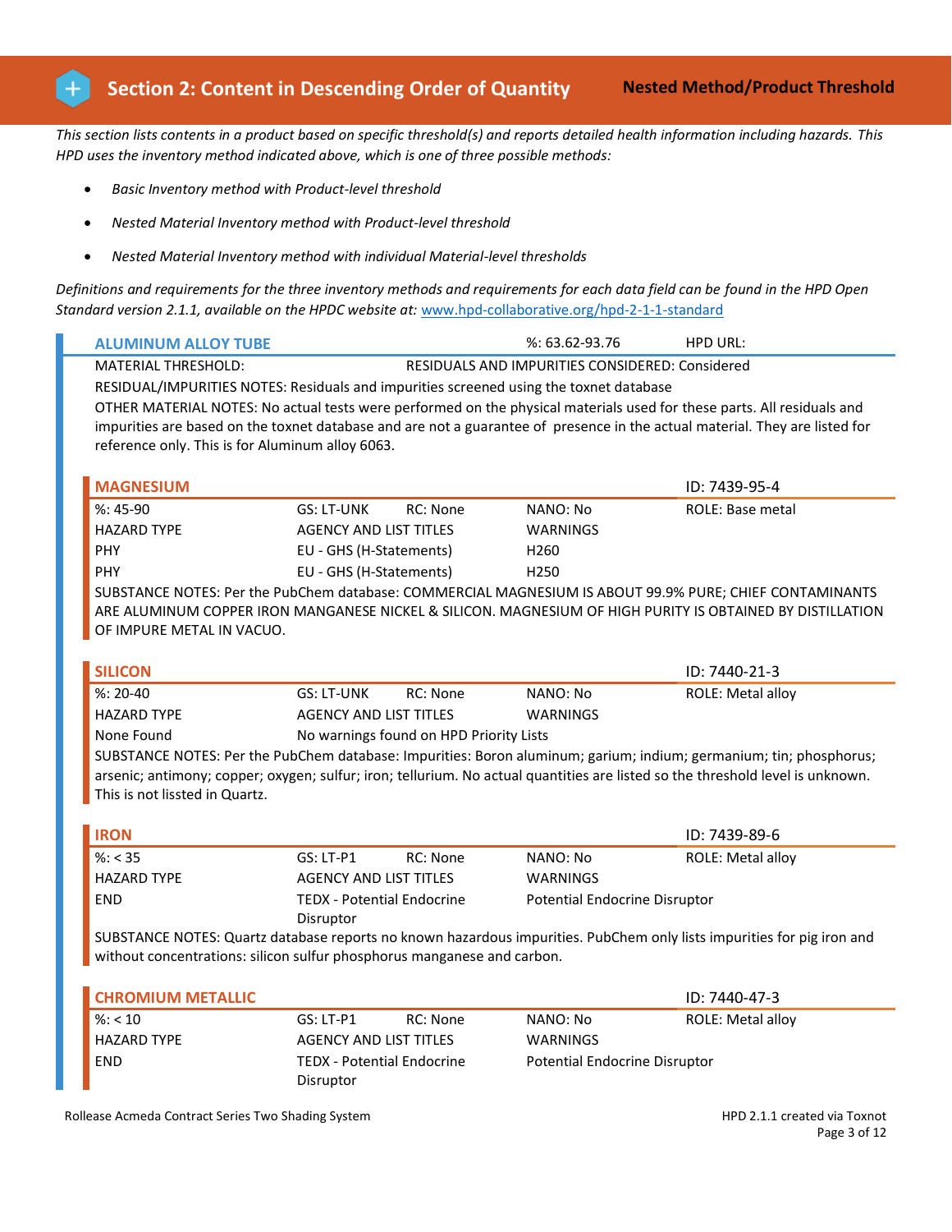## Section 2: Content in Descending Order of Quantity

**Nested Method/Product Threshold**

*This section lists contents in a product based on specific threshold(s) and reports detailed health information including hazards. This HPD uses the inventory method indicated above, which is one of three possible methods:*

- *Basic Inventory method with Product-level threshold*
- *Nested Material Inventory method with Product-level threshold*
- *Nested Material Inventory method with individual Material-level thresholds*

*Definitions and requirements for the three inventory methods and requirements for each data field can be found in the HPD Open Standard version 2.1.1, available on the HPDC website at: [www.hpd-collaborative.org/hpd-2-1-1-standard](www.hpd-collaborative.org/hpd-2-1-1-standard)*

### ALUMINUM ALLOY TUBE

%: 63.62-93.76 HPD URL:

MATERIAL THRESHOLD: RESIDUALS AND IMPURITIES CONSIDERED: Considered

RESIDUAL/IMPURITIES NOTES: Residuals and impurities screened using the toxnet database

OTHER MATERIAL NOTES: No actual tests were performed on the physical materials used for these parts. All residuals and impurities are based on the toxnet database and are not a guarantee of presence in the actual material. They are listed for reference only. This is for Aluminum alloy 6063.

#### MAGNESIUM

ID: 7439-95-4

| %: 45-90 | GS: LT-UNK | RC: None | NANO: No | ROLE: Base metal |
|---|---|---|---|---|
| HAZARD TYPE | AGENCY AND LIST TITLES | | WARNINGS | |
| PHY | EU - GHS (H-Statements) | | H260 | |
| PHY | EU - GHS (H-Statements) | | H250 | |

SUBSTANCE NOTES: Per the PubChem database: COMMERCIAL MAGNESIUM IS ABOUT 99.9% PURE; CHIEF CONTAMINANTS ARE ALUMINUM COPPER IRON MANGANESE NICKEL & SILICON. MAGNESIUM OF HIGH PURITY IS OBTAINED BY DISTILLATION OF IMPURE METAL IN VACUO.

#### SILICON

ID: 7440-21-3

| %: 20-40 | GS: LT-UNK | RC: None | NANO: No | ROLE: Metal alloy |
|---|---|---|---|---|
| HAZARD TYPE | AGENCY AND LIST TITLES | | WARNINGS | |
| None Found | No warnings found on HPD Priority Lists | | | |

SUBSTANCE NOTES: Per the PubChem database: Impurities: Boron aluminum; garium; indium; germanium; tin; phosphorus; arsenic; antimony; copper; oxygen; sulfur; iron; tellurium. No actual quantities are listed so the threshold level is unknown. This is not lissted in Quartz.

#### IRON

ID: 7439-89-6

| %: < 35 | GS: LT-P1 | RC: None | NANO: No | ROLE: Metal alloy |
|---|---|---|---|---|
| HAZARD TYPE | AGENCY AND LIST TITLES | | WARNINGS | |
| END | TEDX - Potential Endocrine Disruptor | | Potential Endocrine Disruptor | |

SUBSTANCE NOTES: Quartz database reports no known hazardous impurities. PubChem only lists impurities for pig iron and without concentrations: silicon sulfur phosphorus manganese and carbon.

#### CHROMIUM METALLIC

ID: 7440-47-3

| %: < 10 | GS: LT-P1 | RC: None | NANO: No | ROLE: Metal alloy |
|---|---|---|---|---|
| HAZARD TYPE | AGENCY AND LIST TITLES | | WARNINGS | |
| END | TEDX - Potential Endocrine Disruptor | | Potential Endocrine Disruptor | |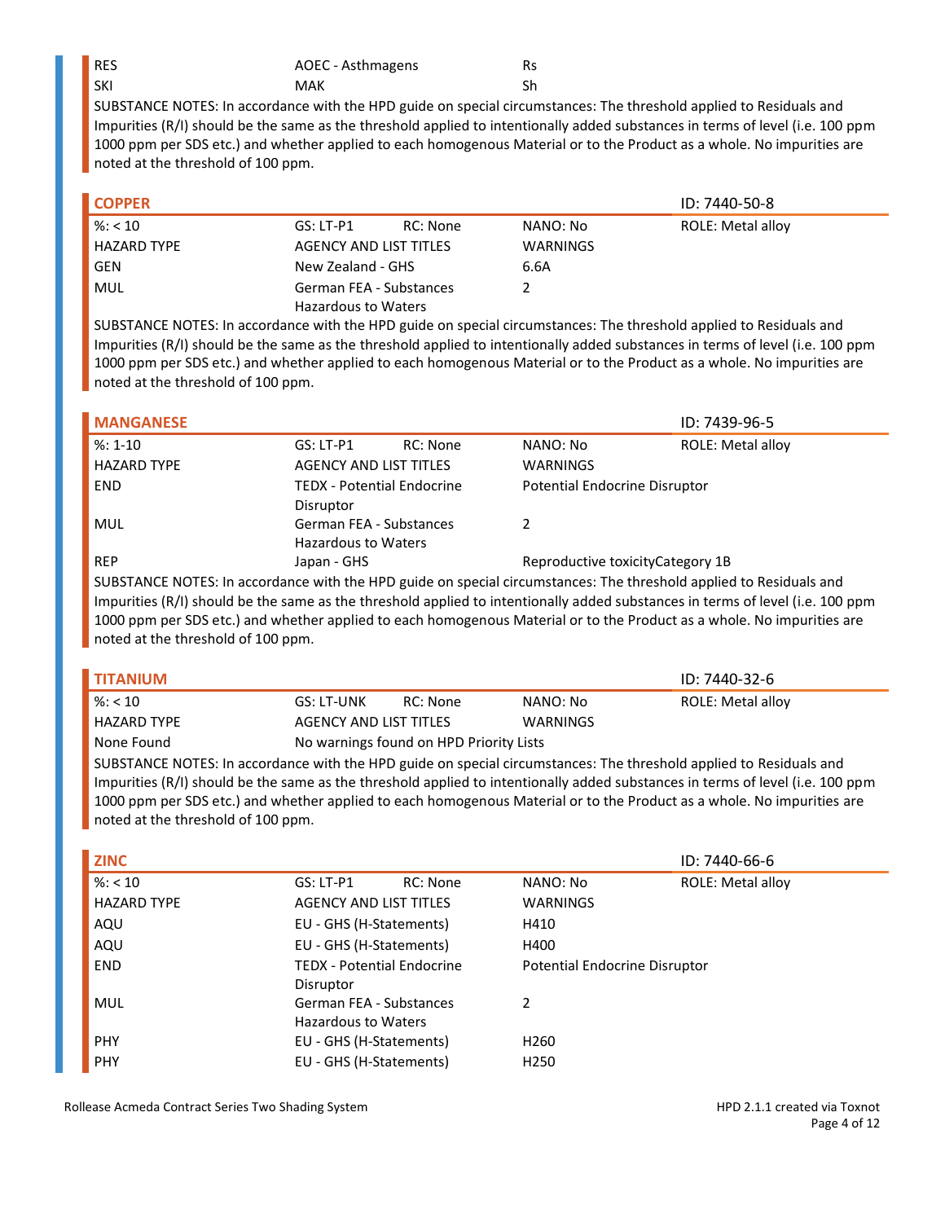| | | |
|---|---|---|
| RES | AOEC - Asthmagens | Rs |
| SKI | MAK | Sh |

SUBSTANCE NOTES: In accordance with the HPD guide on special circumstances: The threshold applied to Residuals and Impurities (R/I) should be the same as the threshold applied to intentionally added substances in terms of level (i.e. 100 ppm 1000 ppm per SDS etc.) and whether applied to each homogenous Material or to the Product as a whole. No impurities are noted at the threshold of 100 ppm.

## COPPER

ID: 7440-50-8

| %: < 10 | GS: LT-P1 | RC: None | NANO: No | ROLE: Metal alloy |
|---|---|---|---|---|
| HAZARD TYPE | AGENCY AND LIST TITLES | | WARNINGS | |
| GEN | New Zealand - GHS | | 6.6A | |
| MUL | German FEA - Substances Hazardous to Waters | | 2 | |

SUBSTANCE NOTES: In accordance with the HPD guide on special circumstances: The threshold applied to Residuals and Impurities (R/I) should be the same as the threshold applied to intentionally added substances in terms of level (i.e. 100 ppm 1000 ppm per SDS etc.) and whether applied to each homogenous Material or to the Product as a whole. No impurities are noted at the threshold of 100 ppm.

## MANGANESE

ID: 7439-96-5

| %: 1-10 | GS: LT-P1 | RC: None | NANO: No | ROLE: Metal alloy |
|---|---|---|---|---|
| HAZARD TYPE | AGENCY AND LIST TITLES | | WARNINGS | |
| END | TEDX - Potential Endocrine Disruptor | | Potential Endocrine Disruptor | |
| MUL | German FEA - Substances Hazardous to Waters | | 2 | |
| REP | Japan - GHS | | Reproductive toxicityCategory 1B | |

SUBSTANCE NOTES: In accordance with the HPD guide on special circumstances: The threshold applied to Residuals and Impurities (R/I) should be the same as the threshold applied to intentionally added substances in terms of level (i.e. 100 ppm 1000 ppm per SDS etc.) and whether applied to each homogenous Material or to the Product as a whole. No impurities are noted at the threshold of 100 ppm.

## TITANIUM

ID: 7440-32-6

| %: < 10 | GS: LT-UNK | RC: None | NANO: No | ROLE: Metal alloy |
|---|---|---|---|---|
| HAZARD TYPE | AGENCY AND LIST TITLES | | WARNINGS | |
| None Found | No warnings found on HPD Priority Lists | | | |

SUBSTANCE NOTES: In accordance with the HPD guide on special circumstances: The threshold applied to Residuals and Impurities (R/I) should be the same as the threshold applied to intentionally added substances in terms of level (i.e. 100 ppm 1000 ppm per SDS etc.) and whether applied to each homogenous Material or to the Product as a whole. No impurities are noted at the threshold of 100 ppm.

## ZINC

ID: 7440-66-6

| %: < 10 | GS: LT-P1 | RC: None | NANO: No | ROLE: Metal alloy |
|---|---|---|---|---|
| HAZARD TYPE | AGENCY AND LIST TITLES | | WARNINGS | |
| AQU | EU - GHS (H-Statements) | | H410 | |
| AQU | EU - GHS (H-Statements) | | H400 | |
| END | TEDX - Potential Endocrine Disruptor | | Potential Endocrine Disruptor | |
| MUL | German FEA - Substances Hazardous to Waters | | 2 | |
| PHY | EU - GHS (H-Statements) | | H260 | |
| PHY | EU - GHS (H-Statements) | | H250 | |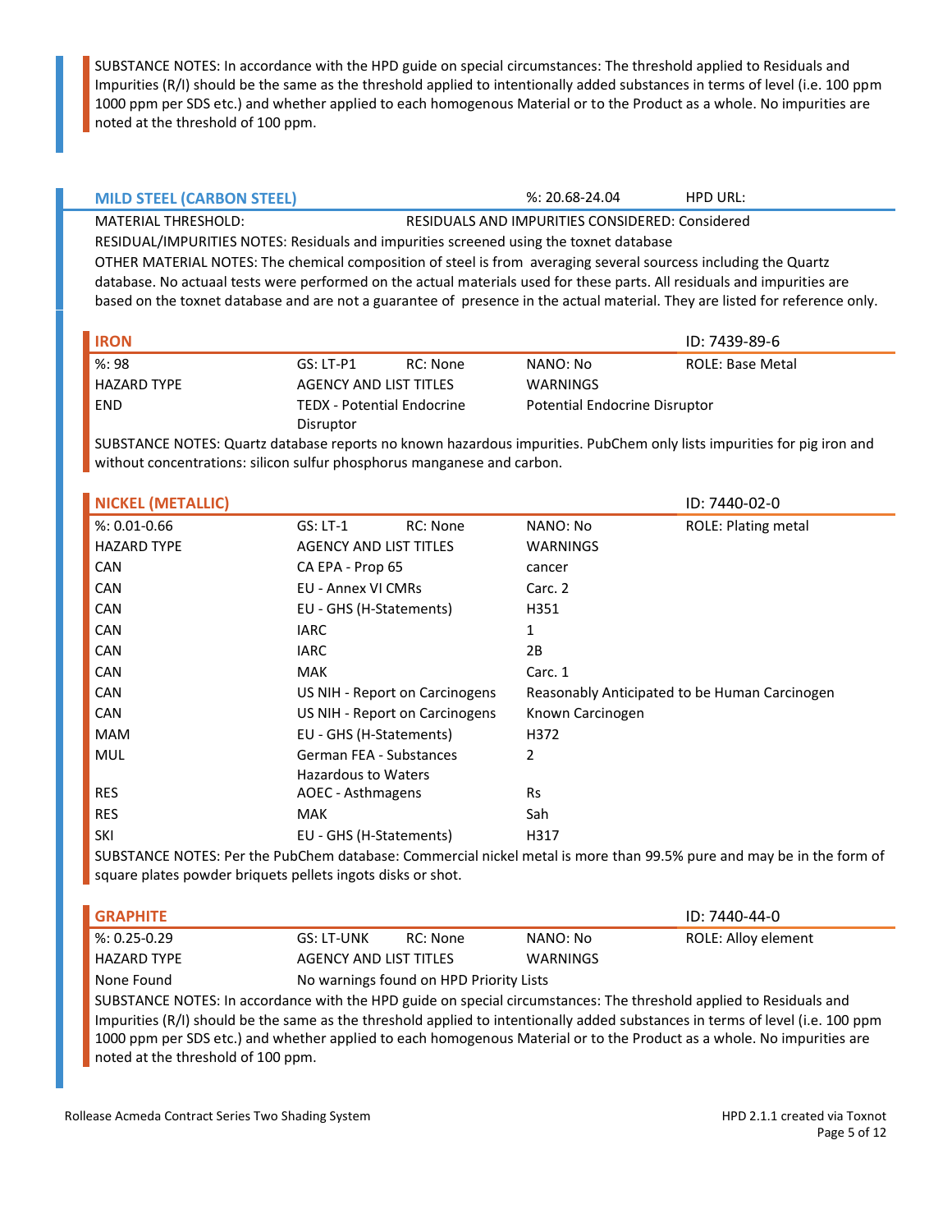SUBSTANCE NOTES: In accordance with the HPD guide on special circumstances: The threshold applied to Residuals and Impurities (R/I) should be the same as the threshold applied to intentionally added substances in terms of level (i.e. 100 ppm 1000 ppm per SDS etc.) and whether applied to each homogenous Material or to the Product as a whole. No impurities are noted at the threshold of 100 ppm.

## MILD STEEL (CARBON STEEL)

%: 20.68-24.04 HPD URL:

MATERIAL THRESHOLD: RESIDUALS AND IMPURITIES CONSIDERED: Considered

RESIDUAL/IMPURITIES NOTES: Residuals and impurities screened using the toxnet database

OTHER MATERIAL NOTES: The chemical composition of steel is from averaging several sourcess including the Quartz database. No actuaal tests were performed on the actual materials used for these parts. All residuals and impurities are based on the toxnet database and are not a guarantee of presence in the actual material. They are listed for reference only.

### IRON

ID: 7439-89-6

| %: 98 | GS: LT-P1 | RC: None | NANO: No | ROLE: Base Metal |
|---|---|---|---|---|
| HAZARD TYPE | AGENCY AND LIST TITLES | | WARNINGS | |
| END | TEDX - Potential Endocrine Disruptor | | Potential Endocrine Disruptor | |

SUBSTANCE NOTES: Quartz database reports no known hazardous impurities. PubChem only lists impurities for pig iron and without concentrations: silicon sulfur phosphorus manganese and carbon.

### NICKEL (METALLIC)

ID: 7440-02-0

| %: 0.01-0.66 | GS: LT-1 | RC: None | NANO: No | ROLE: Plating metal |
|---|---|---|---|---|
| HAZARD TYPE | AGENCY AND LIST TITLES | | WARNINGS | |
| CAN | CA EPA - Prop 65 | | cancer | |
| CAN | EU - Annex VI CMRs | | Carc. 2 | |
| CAN | EU - GHS (H-Statements) | | H351 | |
| CAN | IARC | | 1 | |
| CAN | IARC | | 2B | |
| CAN | MAK | | Carc. 1 | |
| CAN | US NIH - Report on Carcinogens | | Reasonably Anticipated to be Human Carcinogen | |
| CAN | US NIH - Report on Carcinogens | | Known Carcinogen | |
| MAM | EU - GHS (H-Statements) | | H372 | |
| MUL | German FEA - Substances Hazardous to Waters | | 2 | |
| RES | AOEC - Asthmagens | | Rs | |
| RES | MAK | | Sah | |
| SKI | EU - GHS (H-Statements) | | H317 | |

SUBSTANCE NOTES: Per the PubChem database: Commercial nickel metal is more than 99.5% pure and may be in the form of square plates powder briquets pellets ingots disks or shot.

### GRAPHITE

ID: 7440-44-0

| %: 0.25-0.29 | GS: LT-UNK | RC: None | NANO: No | ROLE: Alloy element |
|---|---|---|---|---|
| HAZARD TYPE | AGENCY AND LIST TITLES | | WARNINGS | |
| None Found | No warnings found on HPD Priority Lists | | | |

SUBSTANCE NOTES: In accordance with the HPD guide on special circumstances: The threshold applied to Residuals and Impurities (R/I) should be the same as the threshold applied to intentionally added substances in terms of level (i.e. 100 ppm 1000 ppm per SDS etc.) and whether applied to each homogenous Material or to the Product as a whole. No impurities are noted at the threshold of 100 ppm.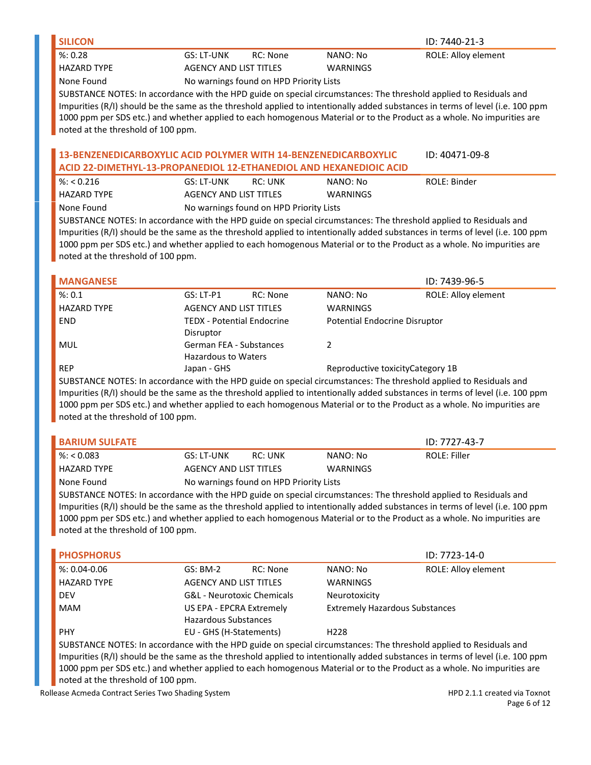## SILICON

ID: 7440-21-3

| %: 0.28 | GS: LT-UNK | RC: None | NANO: No | ROLE: Alloy element |
|---|---|---|---|---|
| HAZARD TYPE | AGENCY AND LIST TITLES | | WARNINGS | |
| None Found | No warnings found on HPD Priority Lists | | | |

SUBSTANCE NOTES: In accordance with the HPD guide on special circumstances: The threshold applied to Residuals and Impurities (R/I) should be the same as the threshold applied to intentionally added substances in terms of level (i.e. 100 ppm 1000 ppm per SDS etc.) and whether applied to each homogenous Material or to the Product as a whole. No impurities are noted at the threshold of 100 ppm.

## 13-BENZENEDICARBOXYLIC ACID POLYMER WITH 14-BENZENEDICARBOXYLIC ACID 22-DIMETHYL-13-PROPANEDIOL 12-ETHANEDIOL AND HEXANEDIOIC ACID

ID: 40471-09-8

| %: < 0.216 | GS: LT-UNK | RC: UNK | NANO: No | ROLE: Binder |
|---|---|---|---|---|
| HAZARD TYPE | AGENCY AND LIST TITLES | | WARNINGS | |
| None Found | No warnings found on HPD Priority Lists | | | |

SUBSTANCE NOTES: In accordance with the HPD guide on special circumstances: The threshold applied to Residuals and Impurities (R/I) should be the same as the threshold applied to intentionally added substances in terms of level (i.e. 100 ppm 1000 ppm per SDS etc.) and whether applied to each homogenous Material or to the Product as a whole. No impurities are noted at the threshold of 100 ppm.

## MANGANESE

ID: 7439-96-5

| %: 0.1 | GS: LT-P1 | RC: None | NANO: No | ROLE: Alloy element |
|---|---|---|---|---|
| HAZARD TYPE | AGENCY AND LIST TITLES | | WARNINGS | |
| END | TEDX - Potential Endocrine Disruptor | | Potential Endocrine Disruptor | |
| MUL | German FEA - Substances Hazardous to Waters | | 2 | |
| REP | Japan - GHS | | Reproductive toxicityCategory 1B | |

SUBSTANCE NOTES: In accordance with the HPD guide on special circumstances: The threshold applied to Residuals and Impurities (R/I) should be the same as the threshold applied to intentionally added substances in terms of level (i.e. 100 ppm 1000 ppm per SDS etc.) and whether applied to each homogenous Material or to the Product as a whole. No impurities are noted at the threshold of 100 ppm.

## BARIUM SULFATE

ID: 7727-43-7

| %: < 0.083 | GS: LT-UNK | RC: UNK | NANO: No | ROLE: Filler |
|---|---|---|---|---|
| HAZARD TYPE | AGENCY AND LIST TITLES | | WARNINGS | |
| None Found | No warnings found on HPD Priority Lists | | | |

SUBSTANCE NOTES: In accordance with the HPD guide on special circumstances: The threshold applied to Residuals and Impurities (R/I) should be the same as the threshold applied to intentionally added substances in terms of level (i.e. 100 ppm 1000 ppm per SDS etc.) and whether applied to each homogenous Material or to the Product as a whole. No impurities are noted at the threshold of 100 ppm.

## PHOSPHORUS

ID: 7723-14-0

| %: 0.04-0.06 | GS: BM-2 | RC: None | NANO: No | ROLE: Alloy element |
|---|---|---|---|---|
| HAZARD TYPE | AGENCY AND LIST TITLES | | WARNINGS | |
| DEV | G&L - Neurotoxic Chemicals | | Neurotoxicity | |
| MAM | US EPA - EPCRA Extremely Hazardous Substances | | Extremely Hazardous Substances | |
| PHY | EU - GHS (H-Statements) | | H228 | |

SUBSTANCE NOTES: In accordance with the HPD guide on special circumstances: The threshold applied to Residuals and Impurities (R/I) should be the same as the threshold applied to intentionally added substances in terms of level (i.e. 100 ppm 1000 ppm per SDS etc.) and whether applied to each homogenous Material or to the Product as a whole. No impurities are noted at the threshold of 100 ppm.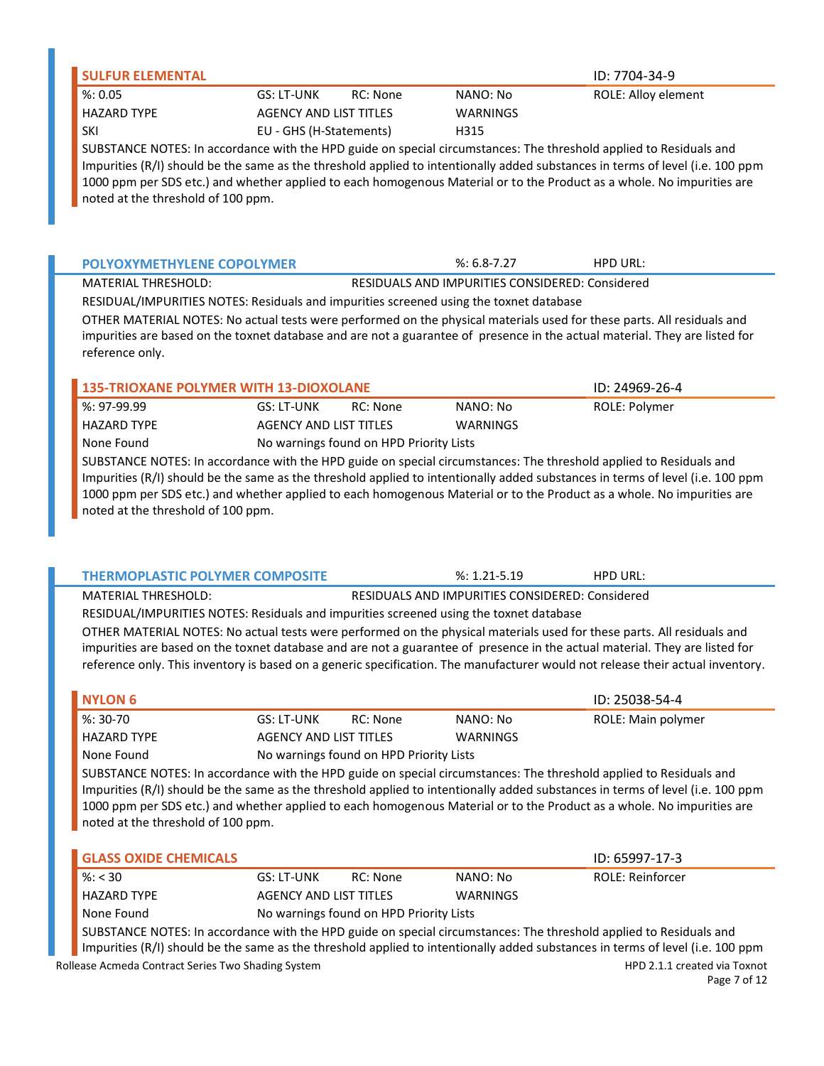### SULFUR ELEMENTAL

ID: 7704-34-9

| %: 0.05 | GS: LT-UNK | RC: None | NANO: No | ROLE: Alloy element |
|---|---|---|---|---|
| HAZARD TYPE | AGENCY AND LIST TITLES | | WARNINGS | |
| SKI | EU - GHS (H-Statements) | | H315 | |

SUBSTANCE NOTES: In accordance with the HPD guide on special circumstances: The threshold applied to Residuals and Impurities (R/I) should be the same as the threshold applied to intentionally added substances in terms of level (i.e. 100 ppm 1000 ppm per SDS etc.) and whether applied to each homogenous Material or to the Product as a whole. No impurities are noted at the threshold of 100 ppm.

## POLYOXYMETHYLENE COPOLYMER

%: 6.8-7.27 HPD URL:

MATERIAL THRESHOLD: RESIDUALS AND IMPURITIES CONSIDERED: Considered

RESIDUAL/IMPURITIES NOTES: Residuals and impurities screened using the toxnet database

OTHER MATERIAL NOTES: No actual tests were performed on the physical materials used for these parts. All residuals and impurities are based on the toxnet database and are not a guarantee of presence in the actual material. They are listed for reference only.

### 135-TRIOXANE POLYMER WITH 13-DIOXOLANE

ID: 24969-26-4

| %: 97-99.99 | GS: LT-UNK | RC: None | NANO: No | ROLE: Polymer |
|---|---|---|---|---|
| HAZARD TYPE | AGENCY AND LIST TITLES | | WARNINGS | |
| None Found | No warnings found on HPD Priority Lists | | | |

SUBSTANCE NOTES: In accordance with the HPD guide on special circumstances: The threshold applied to Residuals and Impurities (R/I) should be the same as the threshold applied to intentionally added substances in terms of level (i.e. 100 ppm 1000 ppm per SDS etc.) and whether applied to each homogenous Material or to the Product as a whole. No impurities are noted at the threshold of 100 ppm.

## THERMOPLASTIC POLYMER COMPOSITE

%: 1.21-5.19 HPD URL:

MATERIAL THRESHOLD: RESIDUALS AND IMPURITIES CONSIDERED: Considered

RESIDUAL/IMPURITIES NOTES: Residuals and impurities screened using the toxnet database

OTHER MATERIAL NOTES: No actual tests were performed on the physical materials used for these parts. All residuals and impurities are based on the toxnet database and are not a guarantee of presence in the actual material. They are listed for reference only. This inventory is based on a generic specification. The manufacturer would not release their actual inventory.

### NYLON 6

ID: 25038-54-4

| %: 30-70 | GS: LT-UNK | RC: None | NANO: No | ROLE: Main polymer |
|---|---|---|---|---|
| HAZARD TYPE | AGENCY AND LIST TITLES | | WARNINGS | |
| None Found | No warnings found on HPD Priority Lists | | | |

SUBSTANCE NOTES: In accordance with the HPD guide on special circumstances: The threshold applied to Residuals and Impurities (R/I) should be the same as the threshold applied to intentionally added substances in terms of level (i.e. 100 ppm 1000 ppm per SDS etc.) and whether applied to each homogenous Material or to the Product as a whole. No impurities are noted at the threshold of 100 ppm.

### GLASS OXIDE CHEMICALS

ID: 65997-17-3

| %: < 30 | GS: LT-UNK | RC: None | NANO: No | ROLE: Reinforcer |
|---|---|---|---|---|
| HAZARD TYPE | AGENCY AND LIST TITLES | | WARNINGS | |
| None Found | No warnings found on HPD Priority Lists | | | |

SUBSTANCE NOTES: In accordance with the HPD guide on special circumstances: The threshold applied to Residuals and Impurities (R/I) should be the same as the threshold applied to intentionally added substances in terms of level (i.e. 100 ppm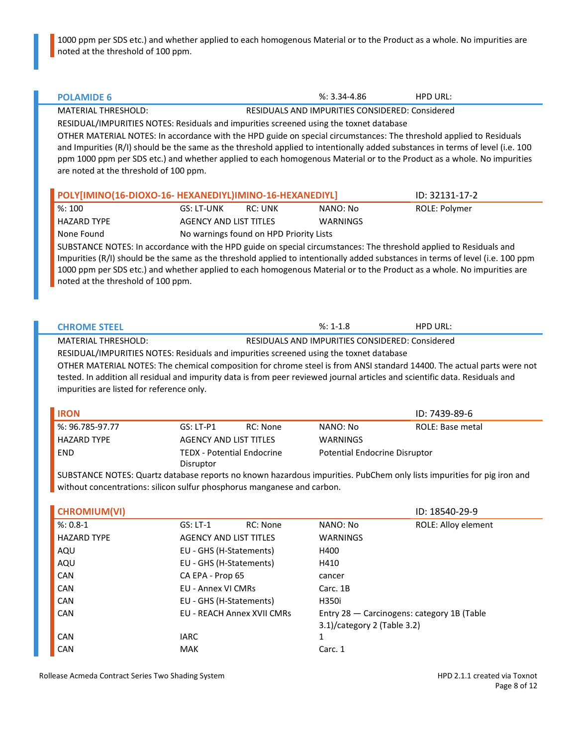1000 ppm per SDS etc.) and whether applied to each homogenous Material or to the Product as a whole. No impurities are noted at the threshold of 100 ppm.

## POLAMIDE 6

%: 3.34-4.86 HPD URL:

MATERIAL THRESHOLD: RESIDUALS AND IMPURITIES CONSIDERED: Considered

RESIDUAL/IMPURITIES NOTES: Residuals and impurities screened using the toxnet database

OTHER MATERIAL NOTES: In accordance with the HPD guide on special circumstances: The threshold applied to Residuals and Impurities (R/I) should be the same as the threshold applied to intentionally added substances in terms of level (i.e. 100 ppm 1000 ppm per SDS etc.) and whether applied to each homogenous Material or to the Product as a whole. No impurities are noted at the threshold of 100 ppm.

### POLY[IMINO(16-DIOXO-16- HEXANEDIYL)IMINO-16-HEXANEDIYL]

ID: 32131-17-2

| %: 100 | GS: LT-UNK | RC: UNK | NANO: No | ROLE: Polymer |
|---|---|---|---|---|
| HAZARD TYPE | AGENCY AND LIST TITLES | | WARNINGS | |
| None Found | No warnings found on HPD Priority Lists | | | |

SUBSTANCE NOTES: In accordance with the HPD guide on special circumstances: The threshold applied to Residuals and Impurities (R/I) should be the same as the threshold applied to intentionally added substances in terms of level (i.e. 100 ppm 1000 ppm per SDS etc.) and whether applied to each homogenous Material or to the Product as a whole. No impurities are noted at the threshold of 100 ppm.

## CHROME STEEL

%: 1-1.8 HPD URL:

MATERIAL THRESHOLD: RESIDUALS AND IMPURITIES CONSIDERED: Considered

RESIDUAL/IMPURITIES NOTES: Residuals and impurities screened using the toxnet database

OTHER MATERIAL NOTES: The chemical composition for chrome steel is from ANSI standard 14400. The actual parts were not tested. In addition all residual and impurity data is from peer reviewed journal articles and scientific data. Residuals and impurities are listed for reference only.

### IRON

ID: 7439-89-6

| %: 96.785-97.77 | GS: LT-P1 | RC: None | NANO: No | ROLE: Base metal |
|---|---|---|---|---|
| HAZARD TYPE | AGENCY AND LIST TITLES | | WARNINGS | |
| END | TEDX - Potential Endocrine Disruptor | | Potential Endocrine Disruptor | |

SUBSTANCE NOTES: Quartz database reports no known hazardous impurities. PubChem only lists impurities for pig iron and without concentrations: silicon sulfur phosphorus manganese and carbon.

### CHROMIUM(VI)

ID: 18540-29-9

| %: 0.8-1 | GS: LT-1 | RC: None | NANO: No | ROLE: Alloy element |
|---|---|---|---|---|
| HAZARD TYPE | AGENCY AND LIST TITLES | | WARNINGS | |
| AQU | EU - GHS (H-Statements) | | H400 | |
| AQU | EU - GHS (H-Statements) | | H410 | |
| CAN | CA EPA - Prop 65 | | cancer | |
| CAN | EU - Annex VI CMRs | | Carc. 1B | |
| CAN | EU - GHS (H-Statements) | | H350i | |
| CAN | EU - REACH Annex XVII CMRs | | Entry 28 — Carcinogens: category 1B (Table 3.1)/category 2 (Table 3.2) | |
| CAN | IARC | | 1 | |
| CAN | MAK | | Carc. 1 | |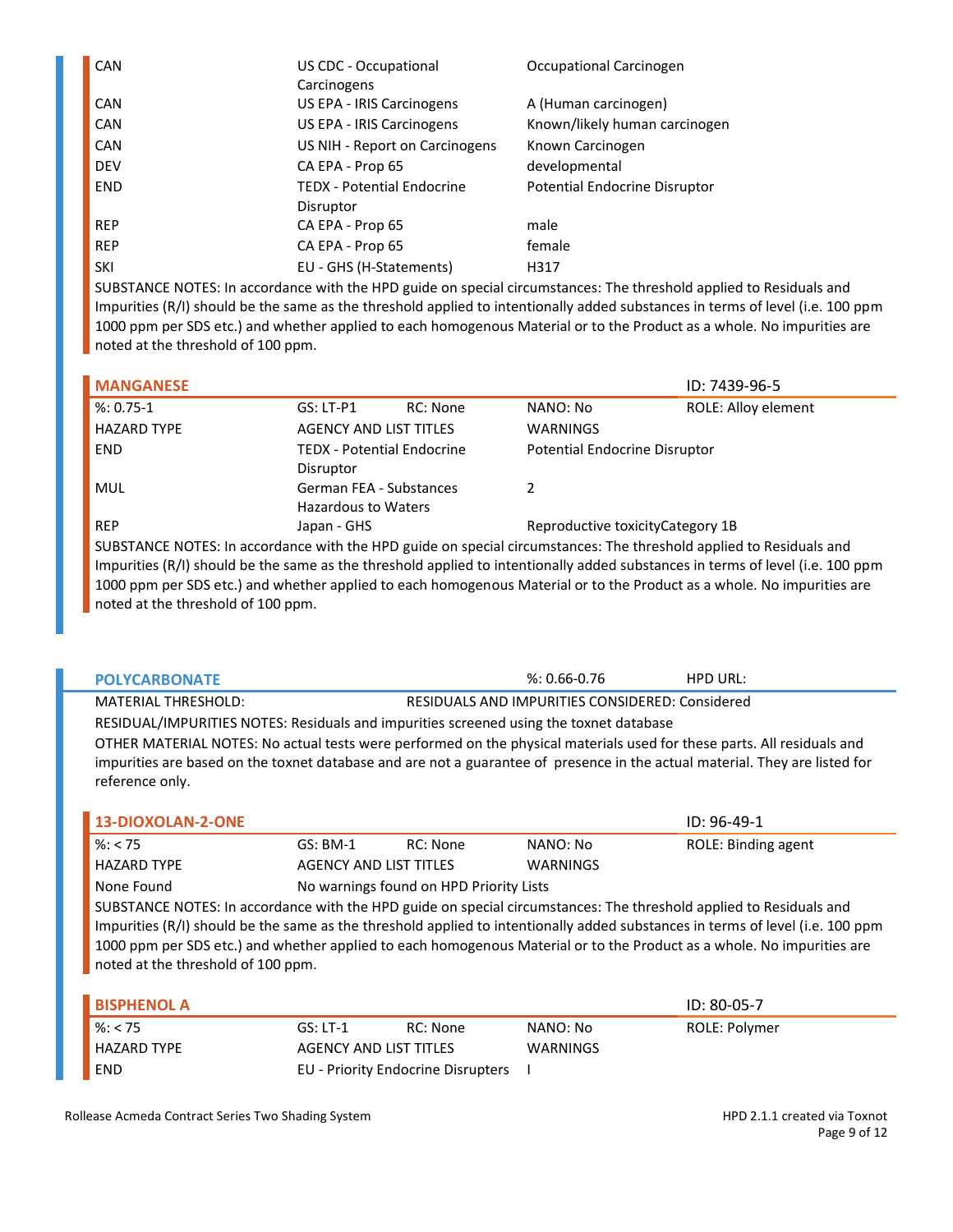| | | |
|---|---|---|
| CAN | US CDC - Occupational Carcinogens | Occupational Carcinogen |
| CAN | US EPA - IRIS Carcinogens | A (Human carcinogen) |
| CAN | US EPA - IRIS Carcinogens | Known/likely human carcinogen |
| CAN | US NIH - Report on Carcinogens | Known Carcinogen |
| DEV | CA EPA - Prop 65 | developmental |
| END | TEDX - Potential Endocrine Disruptor | Potential Endocrine Disruptor |
| REP | CA EPA - Prop 65 | male |
| REP | CA EPA - Prop 65 | female |
| SKI | EU - GHS (H-Statements) | H317 |

SUBSTANCE NOTES: In accordance with the HPD guide on special circumstances: The threshold applied to Residuals and Impurities (R/I) should be the same as the threshold applied to intentionally added substances in terms of level (i.e. 100 ppm 1000 ppm per SDS etc.) and whether applied to each homogenous Material or to the Product as a whole. No impurities are noted at the threshold of 100 ppm.

### MANGANESE

ID: 7439-96-5

%: 0.75-1 | GS: LT-P1 | RC: None | NANO: No | ROLE: Alloy element

| HAZARD TYPE | AGENCY AND LIST TITLES | WARNINGS |
|---|---|---|
| END | TEDX - Potential Endocrine Disruptor | Potential Endocrine Disruptor |
| MUL | German FEA - Substances Hazardous to Waters | 2 |
| REP | Japan - GHS | Reproductive toxicityCategory 1B |

SUBSTANCE NOTES: In accordance with the HPD guide on special circumstances: The threshold applied to Residuals and Impurities (R/I) should be the same as the threshold applied to intentionally added substances in terms of level (i.e. 100 ppm 1000 ppm per SDS etc.) and whether applied to each homogenous Material or to the Product as a whole. No impurities are noted at the threshold of 100 ppm.

## POLYCARBONATE

%: 0.66-0.76 | HPD URL:

MATERIAL THRESHOLD: | RESIDUALS AND IMPURITIES CONSIDERED: Considered

RESIDUAL/IMPURITIES NOTES: Residuals and impurities screened using the toxnet database

OTHER MATERIAL NOTES: No actual tests were performed on the physical materials used for these parts. All residuals and impurities are based on the toxnet database and are not a guarantee of presence in the actual material. They are listed for reference only.

### 13-DIOXOLAN-2-ONE

ID: 96-49-1

%: < 75 | GS: BM-1 | RC: None | NANO: No | ROLE: Binding agent

| HAZARD TYPE | AGENCY AND LIST TITLES | WARNINGS |
|---|---|---|
| None Found | No warnings found on HPD Priority Lists | |

SUBSTANCE NOTES: In accordance with the HPD guide on special circumstances: The threshold applied to Residuals and Impurities (R/I) should be the same as the threshold applied to intentionally added substances in terms of level (i.e. 100 ppm 1000 ppm per SDS etc.) and whether applied to each homogenous Material or to the Product as a whole. No impurities are noted at the threshold of 100 ppm.

### BISPHENOL A

ID: 80-05-7

%: < 75 | GS: LT-1 | RC: None | NANO: No | ROLE: Polymer

| HAZARD TYPE | AGENCY AND LIST TITLES | WARNINGS |
|---|---|---|
| END | EU - Priority Endocrine Disrupters | I |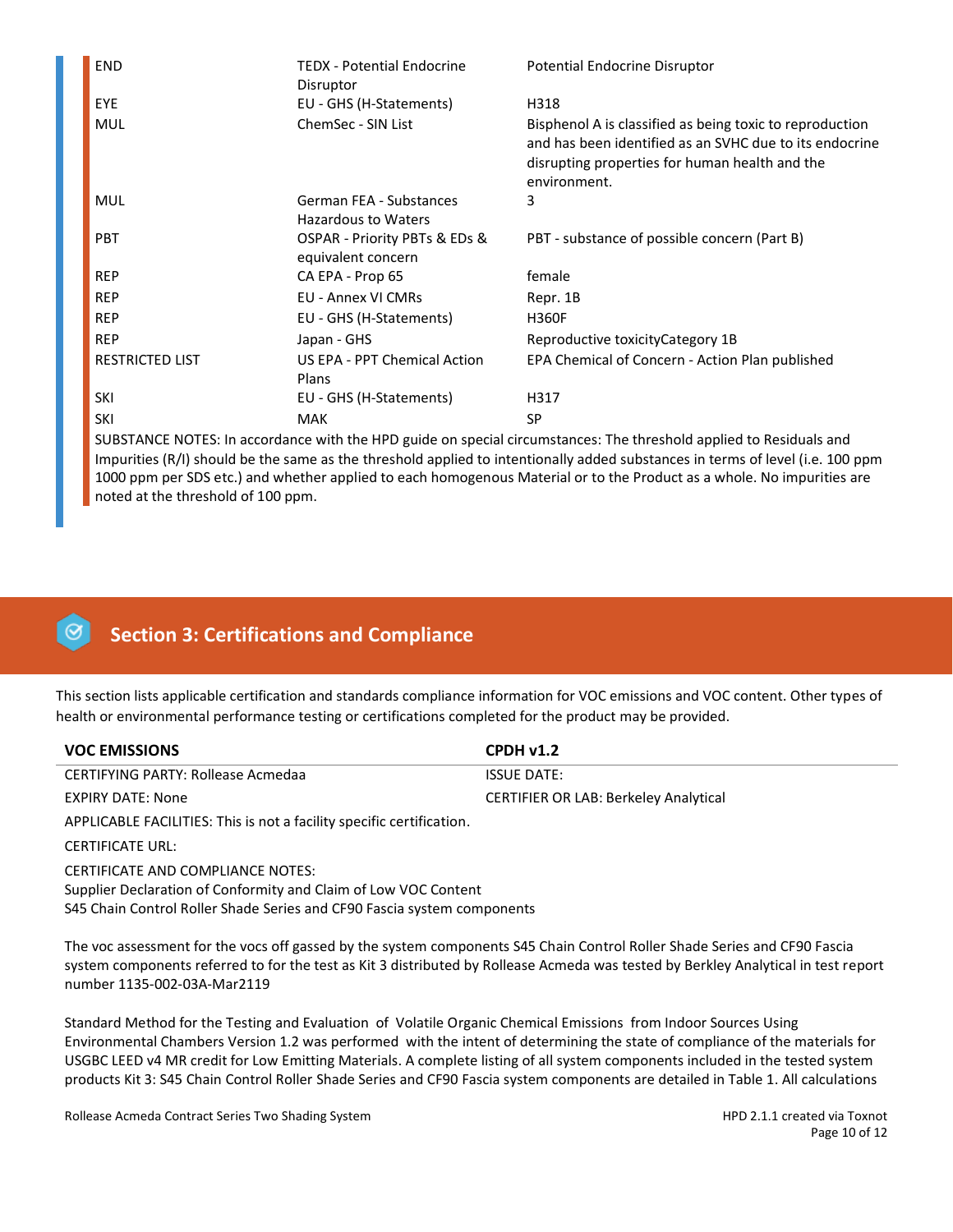| | | |
|---|---|---|
| END | TEDX - Potential Endocrine Disruptor | Potential Endocrine Disruptor |
| EYE | EU - GHS (H-Statements) | H318 |
| MUL | ChemSec - SIN List | Bisphenol A is classified as being toxic to reproduction and has been identified as an SVHC due to its endocrine disrupting properties for human health and the environment. |
| MUL | German FEA - Substances Hazardous to Waters | 3 |
| PBT | OSPAR - Priority PBTs & EDs & equivalent concern | PBT - substance of possible concern (Part B) |
| REP | CA EPA - Prop 65 | female |
| REP | EU - Annex VI CMRs | Repr. 1B |
| REP | EU - GHS (H-Statements) | H360F |
| REP | Japan - GHS | Reproductive toxicityCategory 1B |
| RESTRICTED LIST | US EPA - PPT Chemical Action Plans | EPA Chemical of Concern - Action Plan published |
| SKI | EU - GHS (H-Statements) | H317 |
| SKI | MAK | SP |

SUBSTANCE NOTES: In accordance with the HPD guide on special circumstances: The threshold applied to Residuals and Impurities (R/I) should be the same as the threshold applied to intentionally added substances in terms of level (i.e. 100 ppm 1000 ppm per SDS etc.) and whether applied to each homogenous Material or to the Product as a whole. No impurities are noted at the threshold of 100 ppm.

## Section 3: Certifications and Compliance

This section lists applicable certification and standards compliance information for VOC emissions and VOC content. Other types of health or environmental performance testing or certifications completed for the product may be provided.

| VOC EMISSIONS | CPDH v1.2 |
|---|---|
| CERTIFYING PARTY: Rollease Acmedaa | ISSUE DATE: |
| EXPIRY DATE: None | CERTIFIER OR LAB: Berkeley Analytical |

APPLICABLE FACILITIES: This is not a facility specific certification.

CERTIFICATE URL:

CERTIFICATE AND COMPLIANCE NOTES:
Supplier Declaration of Conformity and Claim of Low VOC Content
S45 Chain Control Roller Shade Series and CF90 Fascia system components

The voc assessment for the vocs off gassed by the system components S45 Chain Control Roller Shade Series and CF90 Fascia system components referred to for the test as Kit 3 distributed by Rollease Acmeda was tested by Berkley Analytical in test report number 1135-002-03A-Mar2119

Standard Method for the Testing and Evaluation of Volatile Organic Chemical Emissions from Indoor Sources Using Environmental Chambers Version 1.2 was performed with the intent of determining the state of compliance of the materials for USGBC LEED v4 MR credit for Low Emitting Materials. A complete listing of all system components included in the tested system products Kit 3: S45 Chain Control Roller Shade Series and CF90 Fascia system components are detailed in Table 1. All calculations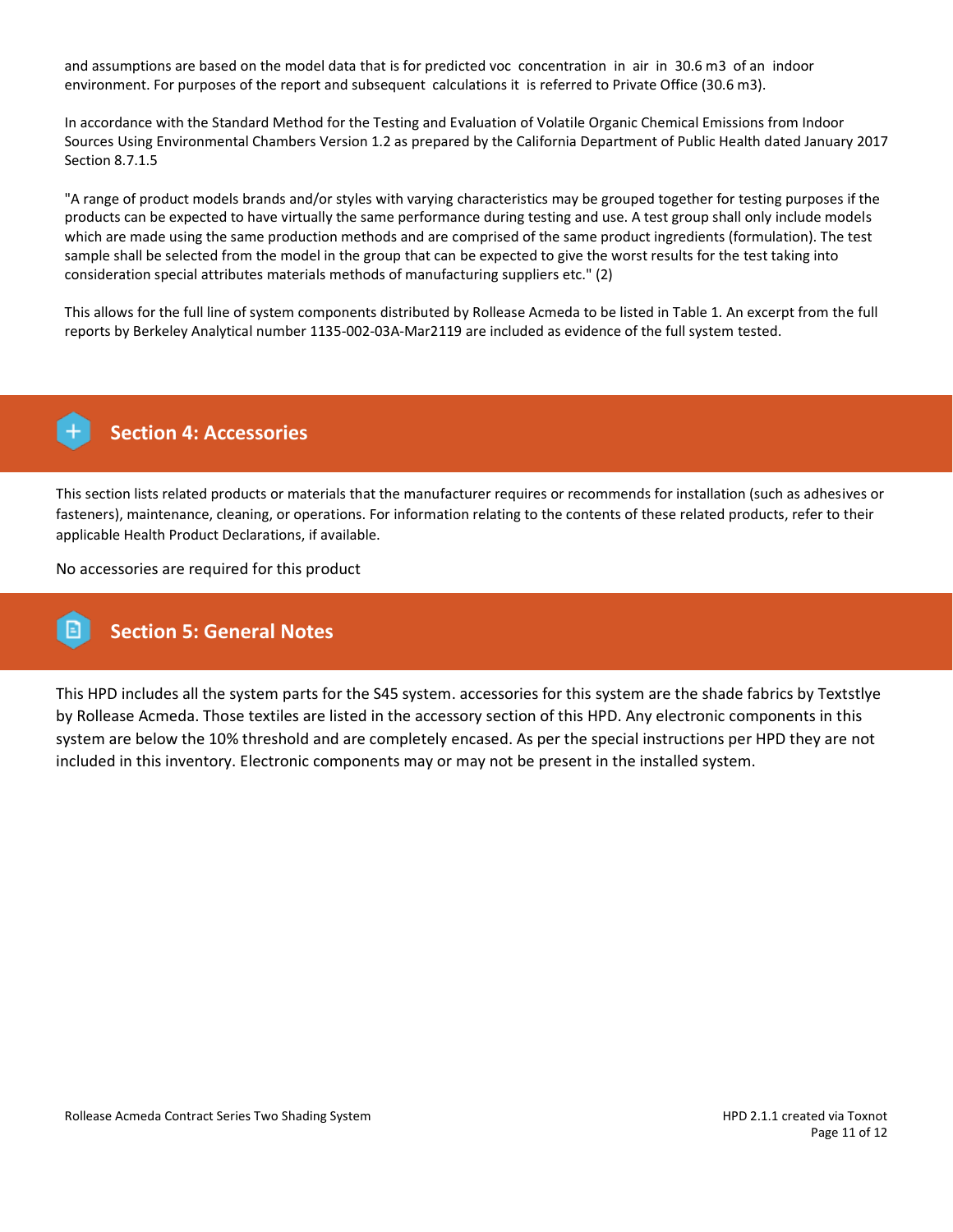and assumptions are based on the model data that is for predicted voc concentration in air in 30.6 m3 of an indoor environment. For purposes of the report and subsequent calculations it is referred to Private Office (30.6 m3).

In accordance with the Standard Method for the Testing and Evaluation of Volatile Organic Chemical Emissions from Indoor Sources Using Environmental Chambers Version 1.2 as prepared by the California Department of Public Health dated January 2017 Section 8.7.1.5

"A range of product models brands and/or styles with varying characteristics may be grouped together for testing purposes if the products can be expected to have virtually the same performance during testing and use. A test group shall only include models which are made using the same production methods and are comprised of the same product ingredients (formulation). The test sample shall be selected from the model in the group that can be expected to give the worst results for the test taking into consideration special attributes materials methods of manufacturing suppliers etc." (2)

This allows for the full line of system components distributed by Rollease Acmeda to be listed in Table 1. An excerpt from the full reports by Berkeley Analytical number 1135-002-03A-Mar2119 are included as evidence of the full system tested.

## Section 4: Accessories

This section lists related products or materials that the manufacturer requires or recommends for installation (such as adhesives or fasteners), maintenance, cleaning, or operations. For information relating to the contents of these related products, refer to their applicable Health Product Declarations, if available.

No accessories are required for this product

## Section 5: General Notes

This HPD includes all the system parts for the S45 system. accessories for this system are the shade fabrics by Textstlye by Rollease Acmeda. Those textiles are listed in the accessory section of this HPD. Any electronic components in this system are below the 10% threshold and are completely encased. As per the special instructions per HPD they are not included in this inventory. Electronic components may or may not be present in the installed system.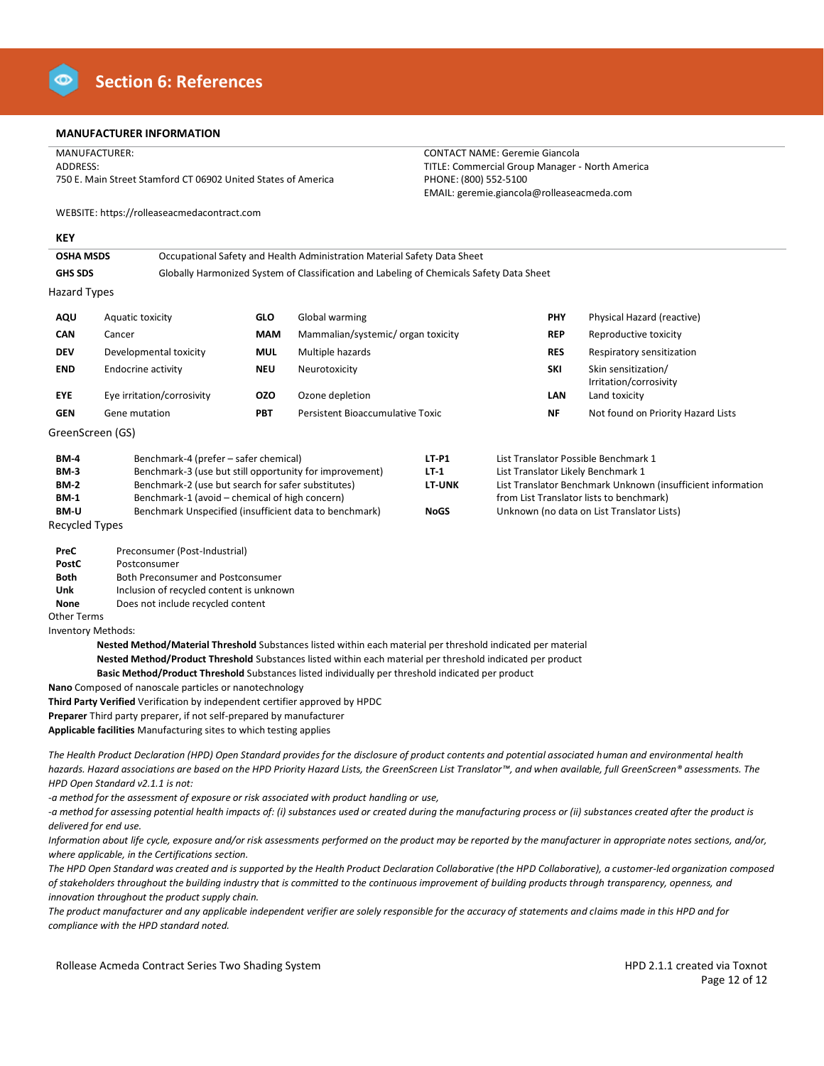# Section 6: References

## MANUFACTURER INFORMATION

MANUFACTURER:
ADDRESS:
750 E. Main Street Stamford CT 06902 United States of America

CONTACT NAME: Geremie Giancola
TITLE: Commercial Group Manager - North America
PHONE: (800) 552-5100
EMAIL: geremie.giancola@rolleaseacmeda.com

WEBSITE: https://rolleaseacmedacontract.com

## KEY

| | |
|---|---|
| **OSHA MSDS** | Occupational Safety and Health Administration Material Safety Data Sheet |
| **GHS SDS** | Globally Harmonized System of Classification and Labeling of Chemicals Safety Data Sheet |

Hazard Types

| | | | | | |
|---|---|---|---|---|---|
| **AQU** | Aquatic toxicity | **GLO** | Global warming | **PHY** | Physical Hazard (reactive) |
| **CAN** | Cancer | **MAM** | Mammalian/systemic/ organ toxicity | **REP** | Reproductive toxicity |
| **DEV** | Developmental toxicity | **MUL** | Multiple hazards | **RES** | Respiratory sensitization |
| **END** | Endocrine activity | **NEU** | Neurotoxicity | **SKI** | Skin sensitization/ Irritation/corrosivity |
| **EYE** | Eye irritation/corrosivity | **OZO** | Ozone depletion | **LAN** | Land toxicity |
| **GEN** | Gene mutation | **PBT** | Persistent Bioaccumulative Toxic | **NF** | Not found on Priority Hazard Lists |

GreenScreen (GS)

| | | | |
|---|---|---|---|
| **BM-4** | Benchmark-4 (prefer – safer chemical) | **LT-P1** | List Translator Possible Benchmark 1 |
| **BM-3** | Benchmark-3 (use but still opportunity for improvement) | **LT-1** | List Translator Likely Benchmark 1 |
| **BM-2** | Benchmark-2 (use but search for safer substitutes) | **LT-UNK** | List Translator Benchmark Unknown (insufficient information from List Translator lists to benchmark) |
| **BM-1** | Benchmark-1 (avoid – chemical of high concern) | | |
| **BM-U** | Benchmark Unspecified (insufficient data to benchmark) | **NoGS** | Unknown (no data on List Translator Lists) |

Recycled Types

| | |
|---|---|
| **PreC** | Preconsumer (Post-Industrial) |
| **PostC** | Postconsumer |
| **Both** | Both Preconsumer and Postconsumer |
| **Unk** | Inclusion of recycled content is unknown |
| **None** | Does not include recycled content |

Other Terms

Inventory Methods:

- **Nested Method/Material Threshold** Substances listed within each material per threshold indicated per material
- **Nested Method/Product Threshold** Substances listed within each material per threshold indicated per product
- **Basic Method/Product Threshold** Substances listed individually per threshold indicated per product

**Nano** Composed of nanoscale particles or nanotechnology

**Third Party Verified** Verification by independent certifier approved by HPDC

**Preparer** Third party preparer, if not self-prepared by manufacturer

**Applicable facilities** Manufacturing sites to which testing applies

*The Health Product Declaration (HPD) Open Standard provides for the disclosure of product contents and potential associated human and environmental health hazards. Hazard associations are based on the HPD Priority Hazard Lists, the GreenScreen List Translator™, and when available, full GreenScreen® assessments. The HPD Open Standard v2.1.1 is not:*

*-a method for the assessment of exposure or risk associated with product handling or use,*

*-a method for assessing potential health impacts of: (i) substances used or created during the manufacturing process or (ii) substances created after the product is delivered for end use.*

*Information about life cycle, exposure and/or risk assessments performed on the product may be reported by the manufacturer in appropriate notes sections, and/or, where applicable, in the Certifications section.*

*The HPD Open Standard was created and is supported by the Health Product Declaration Collaborative (the HPD Collaborative), a customer-led organization composed of stakeholders throughout the building industry that is committed to the continuous improvement of building products through transparency, openness, and innovation throughout the product supply chain.*

*The product manufacturer and any applicable independent verifier are solely responsible for the accuracy of statements and claims made in this HPD and for compliance with the HPD standard noted.*